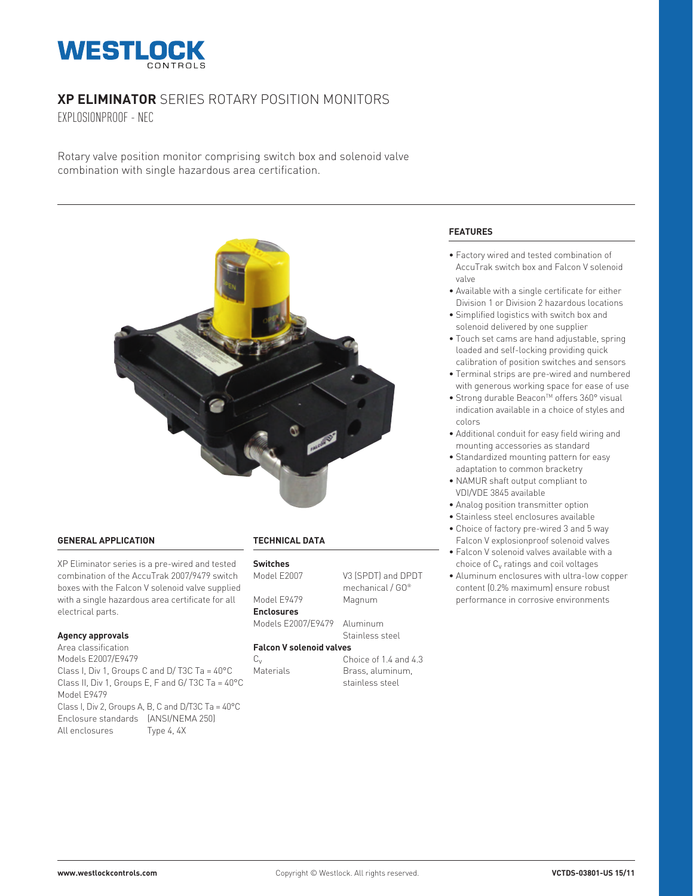# XP ELIMINATOR SERIES ROTARY POSITION MONITORS

EXPLOSIONPROOF - NEC

Rotary valve position monitor comprising switch box and solenoid valve combination with single hazardous area certification.

## GENERAL APPLICATION

XP Eliminator series is a pre-wired and tested combination of the AccuTrak 2007/9479 switch boxes with the Falcon V solenoid valve supplied with a single hazardous area certificate for all electrical parts.

### Agency approvals

Area classification

Models E2007/E9479

Class I, Div 1, Groups C and D/ T3C Ta = 40°C

Class II, Div 1, Groups E, F and G/ T3C Ta = 40°C

Model E9479

Class I, Div 2, Groups A, B, C and D/T3C Ta = 40°C

| | |
|---|---|
| Enclosure standards | (ANSI/NEMA 250) |
| All enclosures | Type 4, 4X |

## TECHNICAL DATA

**Switches**

| | |
|---|---|
| Model E2007 | V3 (SPDT) and DPDT mechanical / GO® |
| Model E9479 | Magnum |

**Enclosures**

| | |
|---|---|
| Models E2007/E9479 | Aluminum<br>Stainless steel |

**Falcon V solenoid valves**

| | |
|---|---|
| $C_v$ | Choice of 1.4 and 4.3 |
| Materials | Brass, aluminum, stainless steel |

## FEATURES

- Factory wired and tested combination of AccuTrak switch box and Falcon V solenoid valve
- Available with a single certificate for either Division 1 or Division 2 hazardous locations
- Simplified logistics with switch box and solenoid delivered by one supplier
- Touch set cams are hand adjustable, spring loaded and self-locking providing quick calibration of position switches and sensors
- Terminal strips are pre-wired and numbered with generous working space for ease of use
- Strong durable Beacon™ offers 360° visual indication available in a choice of styles and colors
- Additional conduit for easy field wiring and mounting accessories as standard
- Standardized mounting pattern for easy adaptation to common bracketry
- NAMUR shaft output compliant to VDI/VDE 3845 available
- Analog position transmitter option
- Stainless steel enclosures available
- Choice of factory pre-wired 3 and 5 way Falcon V explosionproof solenoid valves
- Falcon V solenoid valves available with a choice of $C_v$ ratings and coil voltages
- Aluminum enclosures with ultra-low copper content (0.2% maximum) ensure robust performance in corrosive environments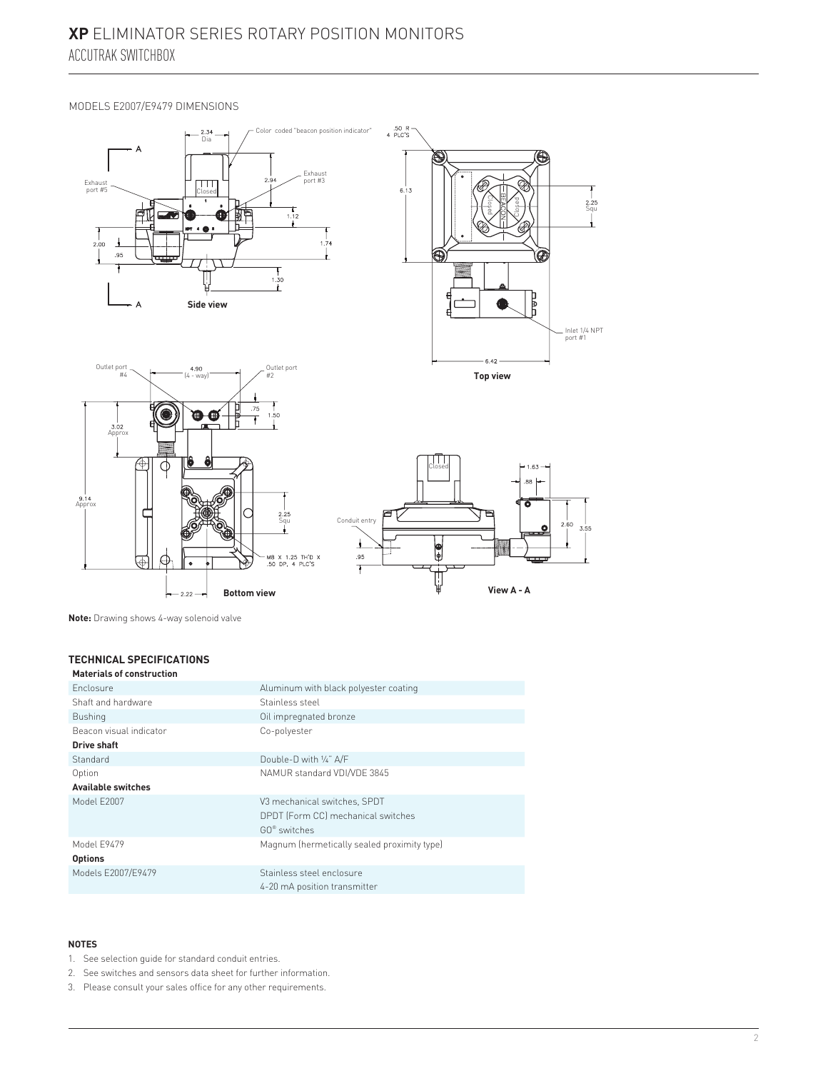# XP ELIMINATOR SERIES ROTARY POSITION MONITORS

ACCUTRAK SWITCHBOX

MODELS E2007/E9479 DIMENSIONS

Color coded "beacon position indicator"

2.34 Dia

Exhaust port #5

Exhaust port #3

Closed

2.94

1.12

1.74

2.00

.95

1.30

A

A

Side view

.50 R 4 PLC'S

6.13

2.25 Squ

Inlet 1/4 NPT port #1

6.42

Top view

Outlet port #4

4.90 (4 - way)

Outlet port #2

.75

1.50

3.02 Approx

9.14 Approx

2.25 Squ

M8 X 1.25 TH'D X .50 DP, 4 PLC'S

2.22

Bottom view

Closed

Conduit entry

.95

1.63

.88

2.60

3.55

View A - A

**Note:** Drawing shows 4-way solenoid valve

## TECHNICAL SPECIFICATIONS

| | |
|---|---|
| **Materials of construction** | |
| Enclosure | Aluminum with black polyester coating |
| Shaft and hardware | Stainless steel |
| Bushing | Oil impregnated bronze |
| Beacon visual indicator | Co-polyester |
| **Drive shaft** | |
| Standard | Double-D with ¼" A/F |
| Option | NAMUR standard VDI/VDE 3845 |
| **Available switches** | |
| Model E2007 | V3 mechanical switches, SPDT<br>DPDT (Form CC) mechanical switches<br>GO® switches |
| Model E9479 | Magnum (hermetically sealed proximity type) |
| **Options** | |
| Models E2007/E9479 | Stainless steel enclosure<br>4-20 mA position transmitter |

### NOTES

1. See selection guide for standard conduit entries.
2. See switches and sensors data sheet for further information.
3. Please consult your sales office for any other requirements.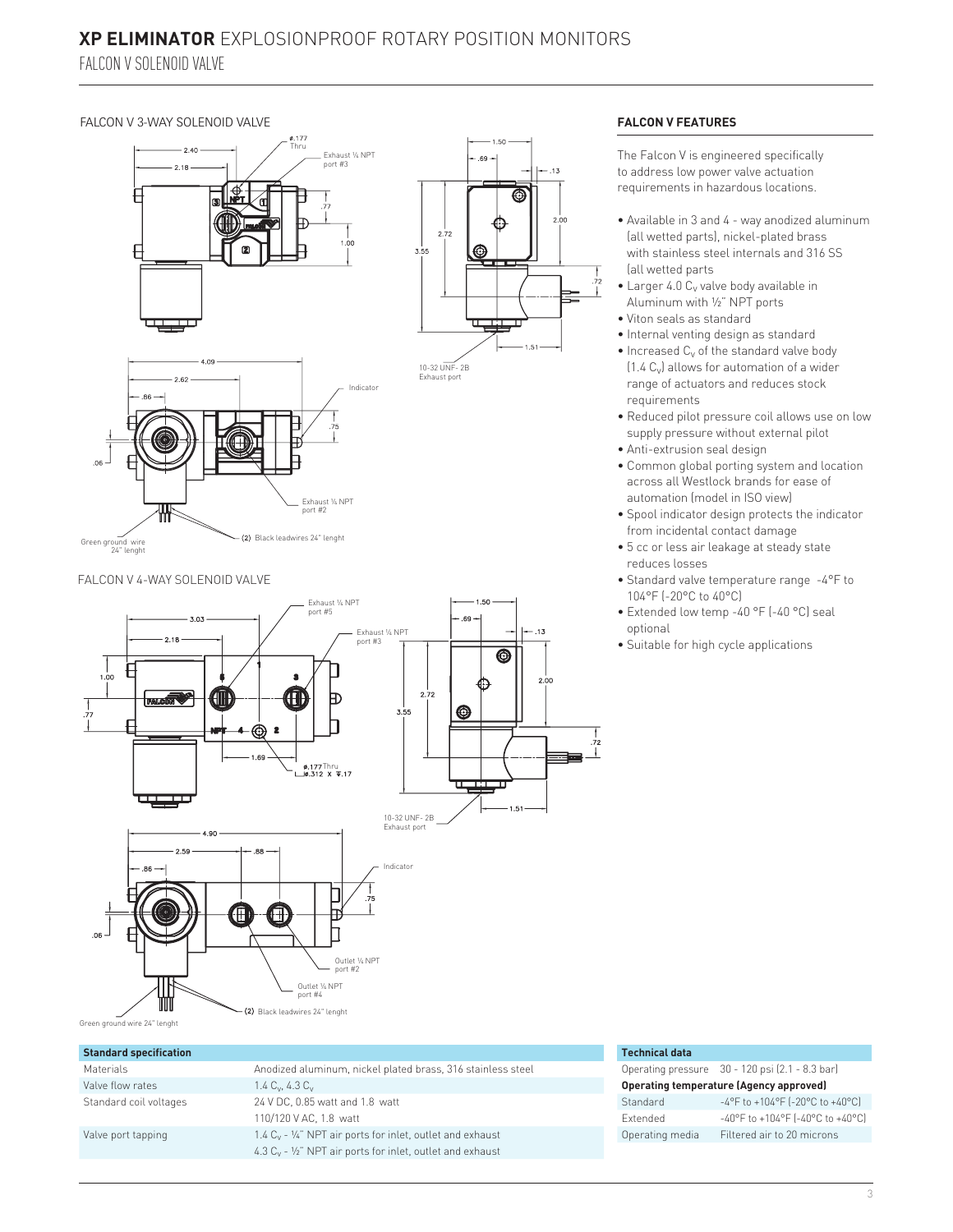# **XP ELIMINATOR** EXPLOSIONPROOF ROTARY POSITION MONITORS

FALCON V SOLENOID VALVE

FALCON V 3-WAY SOLENOID VALVE

2.40
2.18
ø.177 Thru
Exhaust ¼ NPT port #3
.77
1.00
1.50
.69
.13
2.00
2.72
3.55
.72
1.51
10-32 UNF- 2B Exhaust port
4.09
2.62
.86
Indicator
.75
.06
Exhaust ¼ NPT port #2
Green ground wire 24" lenght
(2) Black leadwires 24" lenght

FALCON V 4-WAY SOLENOID VALVE

Exhaust ¼ NPT port #5
3.03
2.18
Exhaust ¼ NPT port #3
1.00
.77
1.69
ø.177 Thru
ø.312 X ↧.17
1.50
.69
.13
2.00
2.72
3.55
.72
1.51
10-32 UNF- 2B Exhaust port
4.90
2.59
.88
.86
Indicator
.75
.06
Outlet ¼ NPT port #2
Outlet ¼ NPT port #4
Green ground wire 24" lenght
(2) Black leadwires 24" lenght

## FALCON V FEATURES

The Falcon V is engineered specifically to address low power valve actuation requirements in hazardous locations.

- Available in 3 and 4 - way anodized aluminum (all wetted parts), nickel-plated brass with stainless steel internals and 316 SS (all wetted parts
- Larger 4.0 $C_v$ valve body available in Aluminum with ½" NPT ports
- Viton seals as standard
- Internal venting design as standard
- Increased $C_v$ of the standard valve body (1.4 $C_v$) allows for automation of a wider range of actuators and reduces stock requirements
- Reduced pilot pressure coil allows use on low supply pressure without external pilot
- Anti-extrusion seal design
- Common global porting system and location across all Westlock brands for ease of automation (model in ISO view)
- Spool indicator design protects the indicator from incidental contact damage
- 5 cc or less air leakage at steady state reduces losses
- Standard valve temperature range -4°F to 104°F (-20°C to 40°C)
- Extended low temp -40 °F (-40 °C) seal optional
- Suitable for high cycle applications

| Standard specification | |
|---|---|
| Materials | Anodized aluminum, nickel plated brass, 316 stainless steel |
| Valve flow rates | 1.4 $C_v$, 4.3 $C_v$ |
| Standard coil voltages | 24 V DC, 0.85 watt and 1.8 watt |
| | 110/120 V AC, 1.8 watt |
| Valve port tapping | 1.4 $C_v$ - ¼" NPT air ports for inlet, outlet and exhaust |
| | 4.3 $C_v$ - ½" NPT air ports for inlet, outlet and exhaust |

| Technical data | |
|---|---|
| Operating pressure | 30 - 120 psi (2.1 - 8.3 bar) |
| **Operating temperature (Agency approved)** | |
| Standard | -4°F to +104°F (-20°C to +40°C) |
| Extended | -40°F to +104°F (-40°C to +40°C) |
| Operating media | Filtered air to 20 microns |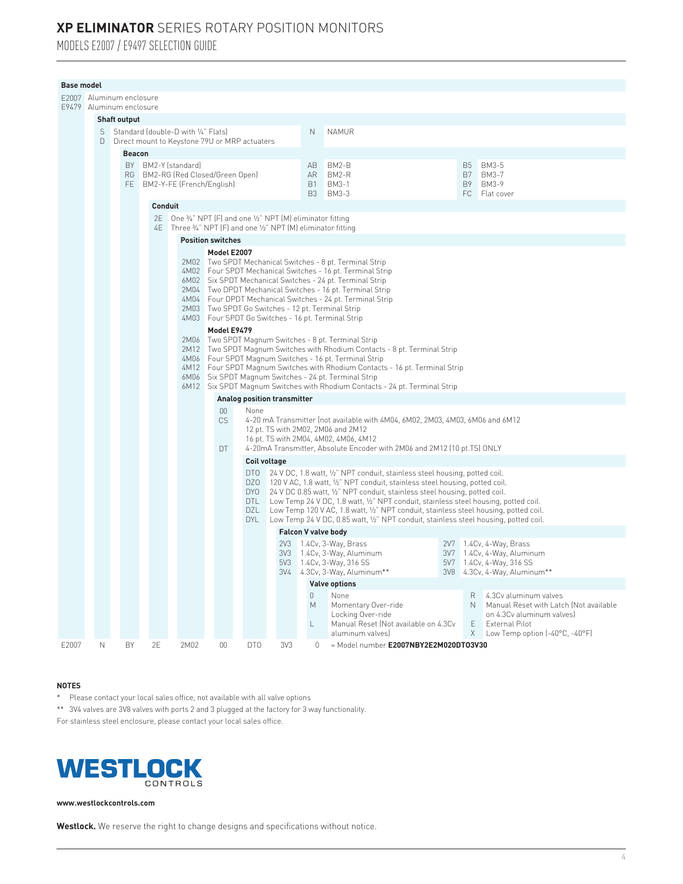# XP ELIMINATOR SERIES ROTARY POSITION MONITORS

MODELS E2007 / E9497 SELECTION GUIDE

**Base model**

| | |
|---|---|
| E2007 | Aluminum enclosure |
| E9479 | Aluminum enclosure |

**Shaft output**

| | |
|---|---|
| S | Standard (double-D with ¼" Flats) |
| D | Direct mount to Keystone 79U or MRP actuators |
| N | NAMUR |

**Beacon**

| | |
|---|---|
| BY | BM2-Y (standard) |
| RG | BM2-RG (Red Closed/Green Open) |
| FE | BM2-Y-FE (French/English) |
| AB | BM2-B |
| AR | BM2-R |
| B1 | BM3-1 |
| B3 | BM3-3 |
| B5 | BM3-5 |
| B7 | BM3-7 |
| B9 | BM3-9 |
| FC | Flat cover |

**Conduit**

| | |
|---|---|
| 2E | One ¾" NPT (F) and one ½" NPT (M) eliminator fitting |
| 4E | Three ¾" NPT (F) and one ½" NPT (M) eliminator fitting |

**Position switches**

**Model E2007**

| | |
|---|---|
| 2M02 | Two SPDT Mechanical Switches - 8 pt. Terminal Strip |
| 4M02 | Four SPDT Mechanical Switches - 16 pt. Terminal Strip |
| 6M02 | Six SPDT Mechanical Switches - 24 pt. Terminal Strip |
| 2M04 | Two DPDT Mechanical Switches - 16 pt. Terminal Strip |
| 4M04 | Four DPDT Mechanical Switches - 24 pt. Terminal Strip |
| 2M03 | Two SPDT Go Switches - 12 pt. Terminal Strip |
| 4M03 | Four SPDT Go Switches - 16 pt. Terminal Strip |

**Model E9479**

| | |
|---|---|
| 2M06 | Two SPDT Magnum Switches - 8 pt. Terminal Strip |
| 2M12 | Two SPDT Magnum Switches with Rhodium Contacts - 8 pt. Terminal Strip |
| 4M06 | Four SPDT Magnum Switches - 16 pt. Terminal Strip |
| 4M12 | Four SPDT Magnum Switches with Rhodium Contacts - 16 pt. Terminal Strip |
| 6M06 | Six SPDT Magnum Switches - 24 pt. Terminal Strip |
| 6M12 | Six SPDT Magnum Switches with Rhodium Contacts - 24 pt. Terminal Strip |

**Analog position transmitter**

| | |
|---|---|
| 00 | None |
| CS | 4-20 mA Transmitter (not available with 4M04, 6M02, 2M03, 4M03, 6M06 and 6M12<br>12 pt. TS with 2M02, 2M06 and 2M12<br>16 pt. TS with 2M04, 4M02, 4M06, 4M12 |
| DT | 4-20mA Transmitter, Absolute Encoder with 2M06 and 2M12 (10 pt.TS) ONLY |

**Coil voltage**

| | |
|---|---|
| DTO | 24 V DC, 1.8 watt, ½" NPT conduit, stainless steel housing, potted coil. |
| DZO | 120 V AC, 1.8 watt, ½" NPT conduit, stainless steel housing, potted coil. |
| DYO | 24 V DC 0.85 watt, ½" NPT conduit, stainless steel housing, potted coil. |
| DTL | Low Temp 24 V DC, 1.8 watt, ½" NPT conduit, stainless steel housing, potted coil. |
| DZL | Low Temp 120 V AC, 1.8 watt, ½" NPT conduit, stainless steel housing, potted coil. |
| DYL | Low Temp 24 V DC, 0.85 watt, ½" NPT conduit, stainless steel housing, potted coil. |

**Falcon V valve body**

| | |
|---|---|
| 2V3 | 1.4Cv, 3-Way, Brass |
| 3V3 | 1.4Cv, 3-Way, Aluminum |
| 5V3 | 1.4Cv, 3-Way, 316 SS |
| 3V4 | 4.3Cv, 3-Way, Aluminum** |
| 2V7 | 1.4Cv, 4-Way, Brass |
| 3V7 | 1.4Cv, 4-Way, Aluminum |
| 5V7 | 1.4Cv, 4-Way, 316 SS |
| 3V8 | 4.3Cv, 4-Way, Aluminum** |

**Valve options**

| | |
|---|---|
| 0 | None |
| M | Momentary Over-ride<br>Locking Over-ride |
| L | Manual Reset (Not available on 4.3Cv aluminum valves) |
| R | 4.3Cv aluminum valves |
| N | Manual Reset with Latch (Not available on 4.3Cv aluminum valves) |
| E | External Pilot |
| X | Low Temp option (-40°C, -40°F) |

**Example:**

| Base model | Shaft output | Beacon | Conduit | Position switches | Analog position transmitter | Coil voltage | Falcon V valve body | Valve options | |
|---|---|---|---|---|---|---|---|---|---|
| E2007 | N | BY | 2E | 2M02 | 00 | DTO | 3V3 | 0 | = Model number **E2007NBY2E2M020DTO3V30** |

**NOTES**

\* Please contact your local sales office, not available with all valve options

** 3V4 valves are 3V8 valves with ports 2 and 3 plugged at the factory for 3 way functionality.

For stainless steel enclosure, please contact your local sales office.

WESTLOCK CONTROLS

**www.westlockcontrols.com**

**Westlock.** We reserve the right to change designs and specifications without notice.